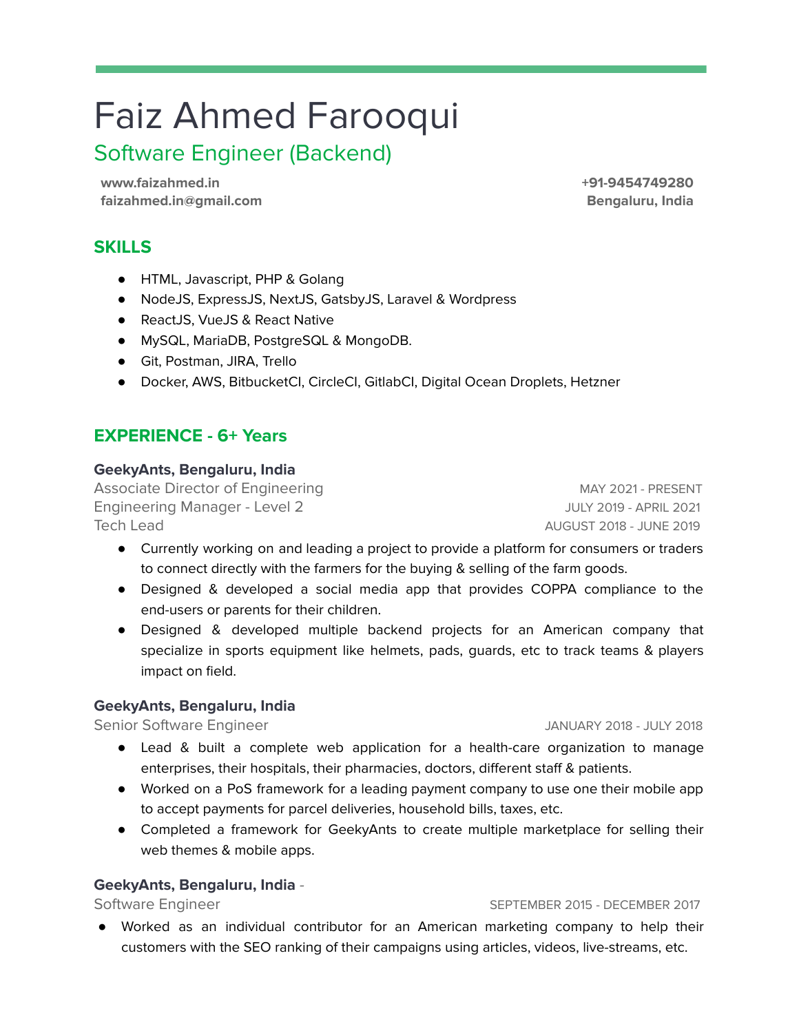# Faiz Ahmed Farooqui

## Software Engineer (Backend)

**www.faizahmed.in**
**faizahmed.in@gmail.com**

**+91-9454749280**
**Bengaluru, India**

## SKILLS

- HTML, Javascript, PHP & Golang
- NodeJS, ExpressJS, NextJS, GatsbyJS, Laravel & Wordpress
- ReactJS, VueJS & React Native
- MySQL, MariaDB, PostgreSQL & MongoDB.
- Git, Postman, JIRA, Trello
- Docker, AWS, BitbucketCI, CircleCI, GitlabCI, Digital Ocean Droplets, Hetzner

## EXPERIENCE - 6+ Years

### GeekyAnts, Bengaluru, India

Associate Director of Engineering — MAY 2021 - PRESENT
Engineering Manager - Level 2 — JULY 2019 - APRIL 2021
Tech Lead — AUGUST 2018 - JUNE 2019

- Currently working on and leading a project to provide a platform for consumers or traders to connect directly with the farmers for the buying & selling of the farm goods.
- Designed & developed a social media app that provides COPPA compliance to the end-users or parents for their children.
- Designed & developed multiple backend projects for an American company that specialize in sports equipment like helmets, pads, guards, etc to track teams & players impact on field.

### GeekyAnts, Bengaluru, India

Senior Software Engineer — JANUARY 2018 - JULY 2018

- Lead & built a complete web application for a health-care organization to manage enterprises, their hospitals, their pharmacies, doctors, different staff & patients.
- Worked on a PoS framework for a leading payment company to use one their mobile app to accept payments for parcel deliveries, household bills, taxes, etc.
- Completed a framework for GeekyAnts to create multiple marketplace for selling their web themes & mobile apps.

### GeekyAnts, Bengaluru, India -

Software Engineer — SEPTEMBER 2015 - DECEMBER 2017

- Worked as an individual contributor for an American marketing company to help their customers with the SEO ranking of their campaigns using articles, videos, live-streams, etc.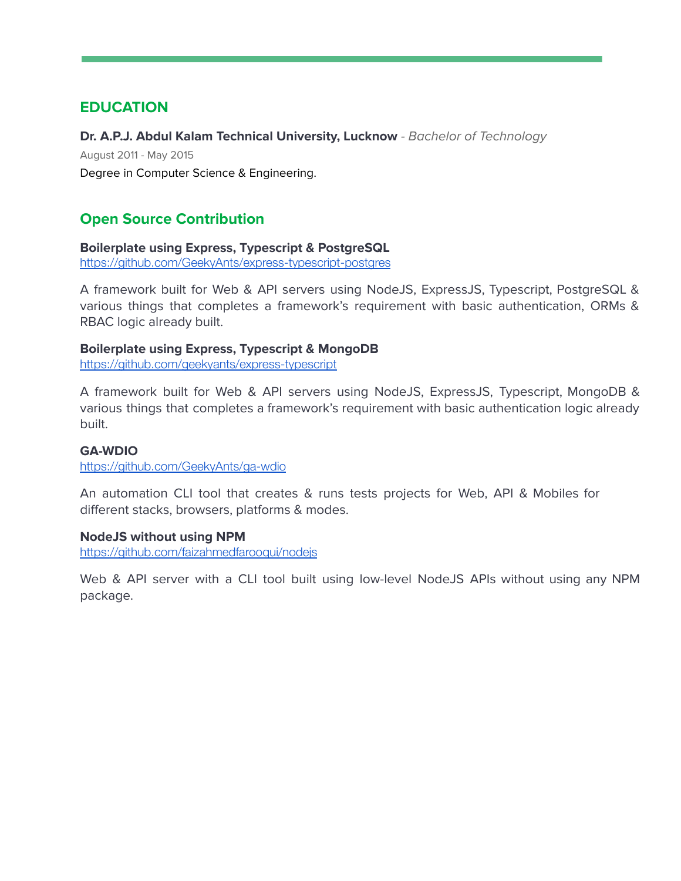## EDUCATION

**Dr. A.P.J. Abdul Kalam Technical University, Lucknow** - *Bachelor of Technology*

August 2011 - May 2015

Degree in Computer Science & Engineering.

## Open Source Contribution

**Boilerplate using Express, Typescript & PostgreSQL**
https://github.com/GeekyAnts/express-typescript-postgres

A framework built for Web & API servers using NodeJS, ExpressJS, Typescript, PostgreSQL & various things that completes a framework's requirement with basic authentication, ORMs & RBAC logic already built.

**Boilerplate using Express, Typescript & MongoDB**
https://github.com/geekyants/express-typescript

A framework built for Web & API servers using NodeJS, ExpressJS, Typescript, MongoDB & various things that completes a framework's requirement with basic authentication logic already built.

**GA-WDIO**
https://github.com/GeekyAnts/ga-wdio

An automation CLI tool that creates & runs tests projects for Web, API & Mobiles for different stacks, browsers, platforms & modes.

**NodeJS without using NPM**
https://github.com/faizahmedfarooqui/nodejs

Web & API server with a CLI tool built using low-level NodeJS APIs without using any NPM package.